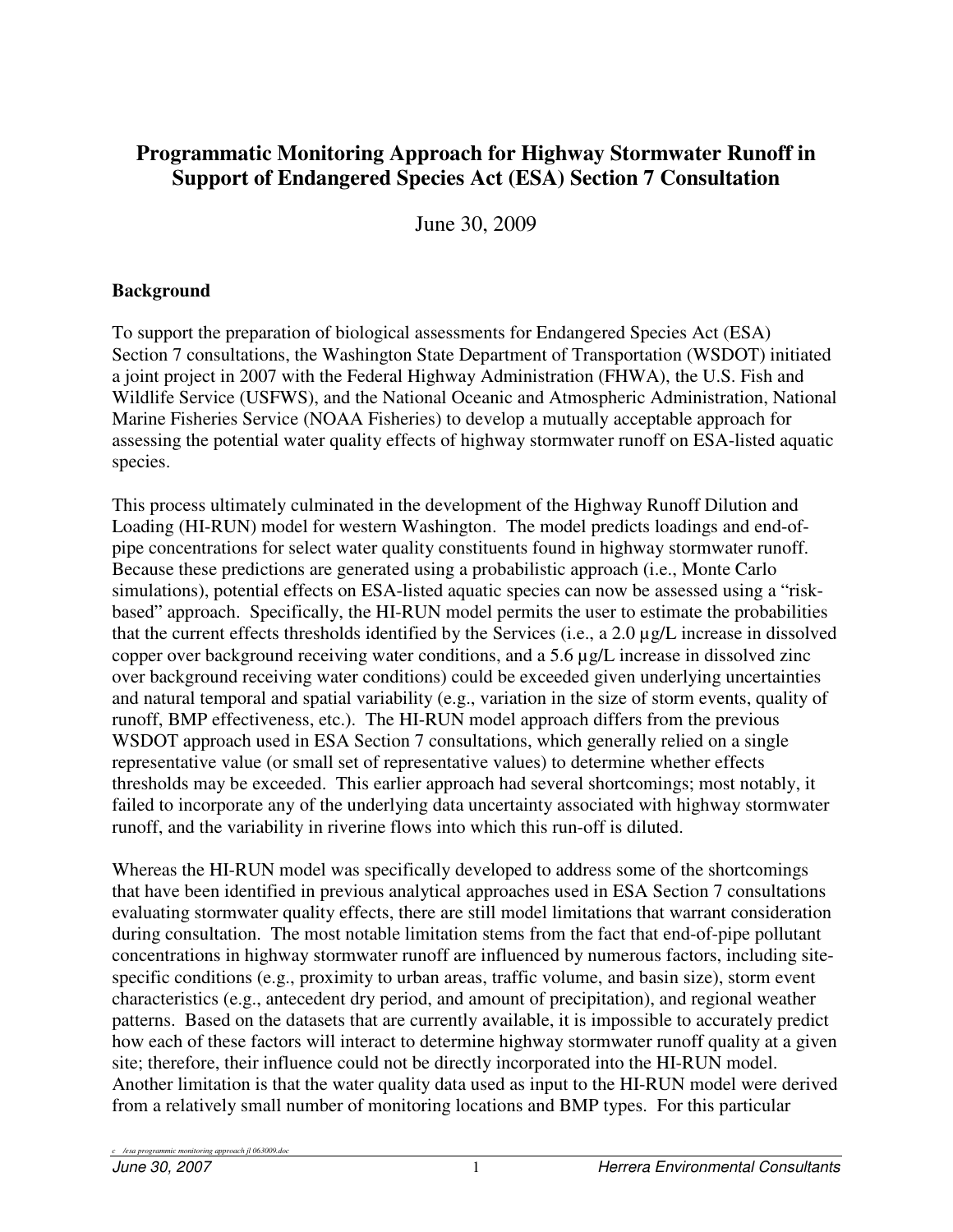# Programmatic Monitoring Approach for Highway Stormwater Runoff in Support of Endangered Species Act (ESA) Section 7 Consultation

June 30, 2009

## Background

To support the preparation of biological assessments for Endangered Species Act (ESA) Section 7 consultations, the Washington State Department of Transportation (WSDOT) initiated a joint project in 2007 with the Federal Highway Administration (FHWA), the U.S. Fish and Wildlife Service (USFWS), and the National Oceanic and Atmospheric Administration, National Marine Fisheries Service (NOAA Fisheries) to develop a mutually acceptable approach for assessing the potential water quality effects of highway stormwater runoff on ESA-listed aquatic species.

This process ultimately culminated in the development of the Highway Runoff Dilution and Loading (HI-RUN) model for western Washington. The model predicts loadings and end-of-pipe concentrations for select water quality constituents found in highway stormwater runoff. Because these predictions are generated using a probabilistic approach (i.e., Monte Carlo simulations), potential effects on ESA-listed aquatic species can now be assessed using a "risk-based" approach. Specifically, the HI-RUN model permits the user to estimate the probabilities that the current effects thresholds identified by the Services (i.e., a 2.0 µg/L increase in dissolved copper over background receiving water conditions, and a 5.6 µg/L increase in dissolved zinc over background receiving water conditions) could be exceeded given underlying uncertainties and natural temporal and spatial variability (e.g., variation in the size of storm events, quality of runoff, BMP effectiveness, etc.). The HI-RUN model approach differs from the previous WSDOT approach used in ESA Section 7 consultations, which generally relied on a single representative value (or small set of representative values) to determine whether effects thresholds may be exceeded. This earlier approach had several shortcomings; most notably, it failed to incorporate any of the underlying data uncertainty associated with highway stormwater runoff, and the variability in riverine flows into which this run-off is diluted.

Whereas the HI-RUN model was specifically developed to address some of the shortcomings that have been identified in previous analytical approaches used in ESA Section 7 consultations evaluating stormwater quality effects, there are still model limitations that warrant consideration during consultation. The most notable limitation stems from the fact that end-of-pipe pollutant concentrations in highway stormwater runoff are influenced by numerous factors, including site-specific conditions (e.g., proximity to urban areas, traffic volume, and basin size), storm event characteristics (e.g., antecedent dry period, and amount of precipitation), and regional weather patterns. Based on the datasets that are currently available, it is impossible to accurately predict how each of these factors will interact to determine highway stormwater runoff quality at a given site; therefore, their influence could not be directly incorporated into the HI-RUN model. Another limitation is that the water quality data used as input to the HI-RUN model were derived from a relatively small number of monitoring locations and BMP types. For this particular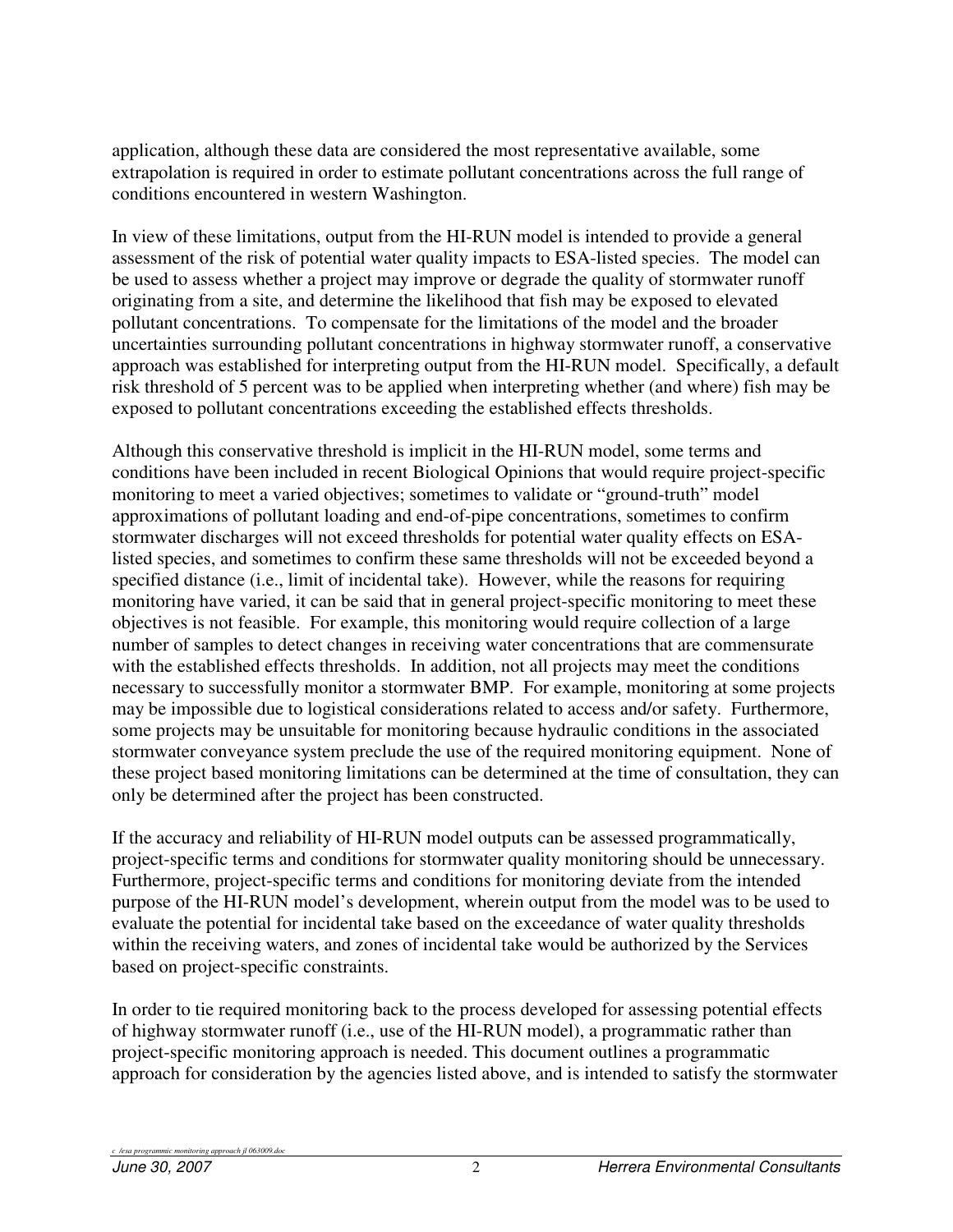application, although these data are considered the most representative available, some extrapolation is required in order to estimate pollutant concentrations across the full range of conditions encountered in western Washington.

In view of these limitations, output from the HI-RUN model is intended to provide a general assessment of the risk of potential water quality impacts to ESA-listed species. The model can be used to assess whether a project may improve or degrade the quality of stormwater runoff originating from a site, and determine the likelihood that fish may be exposed to elevated pollutant concentrations. To compensate for the limitations of the model and the broader uncertainties surrounding pollutant concentrations in highway stormwater runoff, a conservative approach was established for interpreting output from the HI-RUN model. Specifically, a default risk threshold of 5 percent was to be applied when interpreting whether (and where) fish may be exposed to pollutant concentrations exceeding the established effects thresholds.

Although this conservative threshold is implicit in the HI-RUN model, some terms and conditions have been included in recent Biological Opinions that would require project-specific monitoring to meet a varied objectives; sometimes to validate or "ground-truth" model approximations of pollutant loading and end-of-pipe concentrations, sometimes to confirm stormwater discharges will not exceed thresholds for potential water quality effects on ESA-listed species, and sometimes to confirm these same thresholds will not be exceeded beyond a specified distance (i.e., limit of incidental take). However, while the reasons for requiring monitoring have varied, it can be said that in general project-specific monitoring to meet these objectives is not feasible. For example, this monitoring would require collection of a large number of samples to detect changes in receiving water concentrations that are commensurate with the established effects thresholds. In addition, not all projects may meet the conditions necessary to successfully monitor a stormwater BMP. For example, monitoring at some projects may be impossible due to logistical considerations related to access and/or safety. Furthermore, some projects may be unsuitable for monitoring because hydraulic conditions in the associated stormwater conveyance system preclude the use of the required monitoring equipment. None of these project based monitoring limitations can be determined at the time of consultation, they can only be determined after the project has been constructed.

If the accuracy and reliability of HI-RUN model outputs can be assessed programmatically, project-specific terms and conditions for stormwater quality monitoring should be unnecessary. Furthermore, project-specific terms and conditions for monitoring deviate from the intended purpose of the HI-RUN model's development, wherein output from the model was to be used to evaluate the potential for incidental take based on the exceedance of water quality thresholds within the receiving waters, and zones of incidental take would be authorized by the Services based on project-specific constraints.

In order to tie required monitoring back to the process developed for assessing potential effects of highway stormwater runoff (i.e., use of the HI-RUN model), a programmatic rather than project-specific monitoring approach is needed. This document outlines a programmatic approach for consideration by the agencies listed above, and is intended to satisfy the stormwater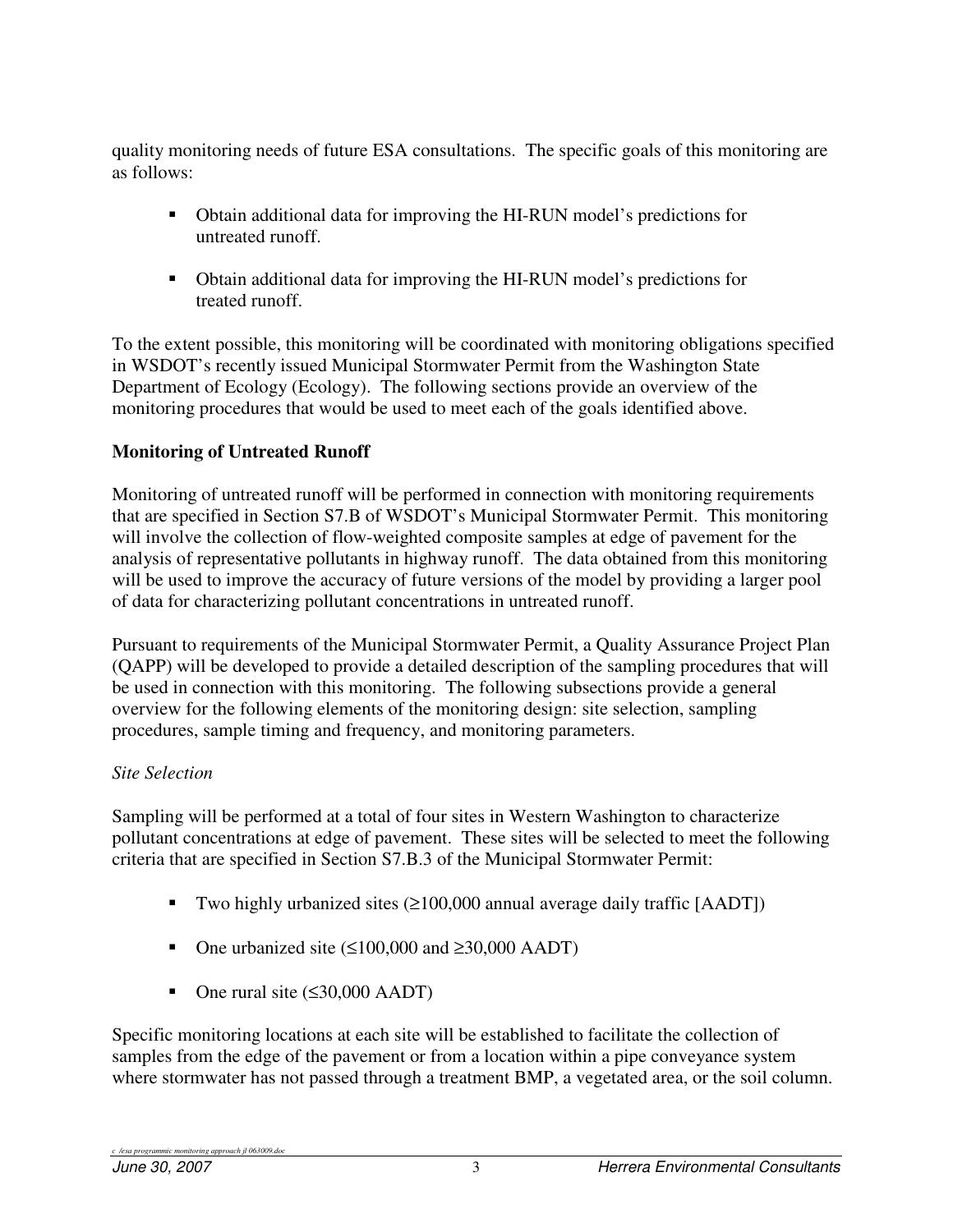quality monitoring needs of future ESA consultations. The specific goals of this monitoring are as follows:

- Obtain additional data for improving the HI-RUN model's predictions for untreated runoff.
- Obtain additional data for improving the HI-RUN model's predictions for treated runoff.

To the extent possible, this monitoring will be coordinated with monitoring obligations specified in WSDOT's recently issued Municipal Stormwater Permit from the Washington State Department of Ecology (Ecology). The following sections provide an overview of the monitoring procedures that would be used to meet each of the goals identified above.

**Monitoring of Untreated Runoff**

Monitoring of untreated runoff will be performed in connection with monitoring requirements that are specified in Section S7.B of WSDOT's Municipal Stormwater Permit. This monitoring will involve the collection of flow-weighted composite samples at edge of pavement for the analysis of representative pollutants in highway runoff. The data obtained from this monitoring will be used to improve the accuracy of future versions of the model by providing a larger pool of data for characterizing pollutant concentrations in untreated runoff.

Pursuant to requirements of the Municipal Stormwater Permit, a Quality Assurance Project Plan (QAPP) will be developed to provide a detailed description of the sampling procedures that will be used in connection with this monitoring. The following subsections provide a general overview for the following elements of the monitoring design: site selection, sampling procedures, sample timing and frequency, and monitoring parameters.

*Site Selection*

Sampling will be performed at a total of four sites in Western Washington to characterize pollutant concentrations at edge of pavement. These sites will be selected to meet the following criteria that are specified in Section S7.B.3 of the Municipal Stormwater Permit:

- Two highly urbanized sites (≥100,000 annual average daily traffic [AADT])
- One urbanized site (≤100,000 and ≥30,000 AADT)
- One rural site (≤30,000 AADT)

Specific monitoring locations at each site will be established to facilitate the collection of samples from the edge of the pavement or from a location within a pipe conveyance system where stormwater has not passed through a treatment BMP, a vegetated area, or the soil column.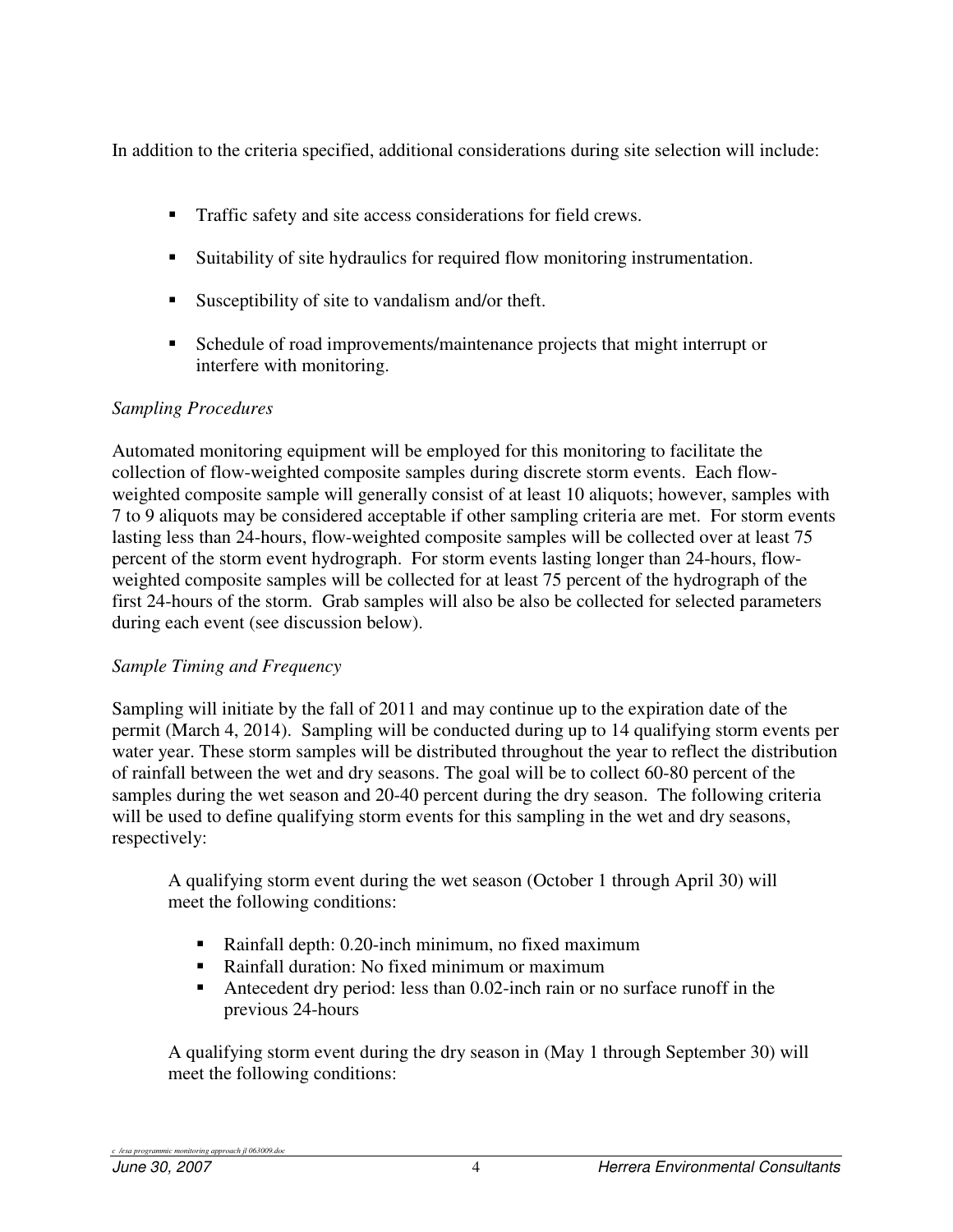In addition to the criteria specified, additional considerations during site selection will include:

- Traffic safety and site access considerations for field crews.
- Suitability of site hydraulics for required flow monitoring instrumentation.
- Susceptibility of site to vandalism and/or theft.
- Schedule of road improvements/maintenance projects that might interrupt or interfere with monitoring.

*Sampling Procedures*

Automated monitoring equipment will be employed for this monitoring to facilitate the collection of flow-weighted composite samples during discrete storm events. Each flow-weighted composite sample will generally consist of at least 10 aliquots; however, samples with 7 to 9 aliquots may be considered acceptable if other sampling criteria are met. For storm events lasting less than 24-hours, flow-weighted composite samples will be collected over at least 75 percent of the storm event hydrograph. For storm events lasting longer than 24-hours, flow-weighted composite samples will be collected for at least 75 percent of the hydrograph of the first 24-hours of the storm. Grab samples will also be also be collected for selected parameters during each event (see discussion below).

*Sample Timing and Frequency*

Sampling will initiate by the fall of 2011 and may continue up to the expiration date of the permit (March 4, 2014). Sampling will be conducted during up to 14 qualifying storm events per water year. These storm samples will be distributed throughout the year to reflect the distribution of rainfall between the wet and dry seasons. The goal will be to collect 60-80 percent of the samples during the wet season and 20-40 percent during the dry season. The following criteria will be used to define qualifying storm events for this sampling in the wet and dry seasons, respectively:

> A qualifying storm event during the wet season (October 1 through April 30) will meet the following conditions:
>
> - Rainfall depth: 0.20-inch minimum, no fixed maximum
> - Rainfall duration: No fixed minimum or maximum
> - Antecedent dry period: less than 0.02-inch rain or no surface runoff in the previous 24-hours
>
> A qualifying storm event during the dry season in (May 1 through September 30) will meet the following conditions: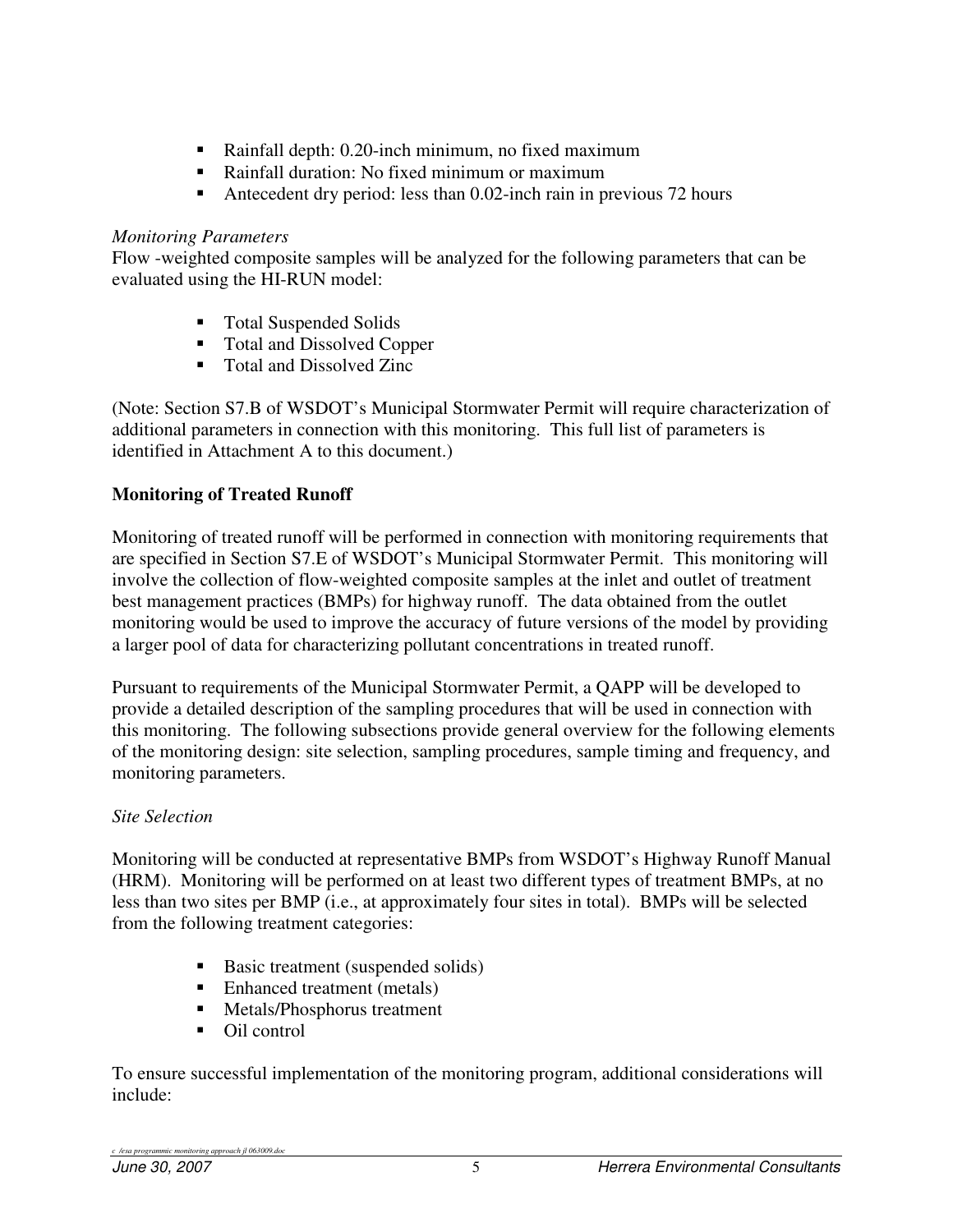- Rainfall depth: 0.20-inch minimum, no fixed maximum
- Rainfall duration: No fixed minimum or maximum
- Antecedent dry period: less than 0.02-inch rain in previous 72 hours

*Monitoring Parameters*

Flow -weighted composite samples will be analyzed for the following parameters that can be evaluated using the HI-RUN model:

- Total Suspended Solids
- Total and Dissolved Copper
- Total and Dissolved Zinc

(Note: Section S7.B of WSDOT's Municipal Stormwater Permit will require characterization of additional parameters in connection with this monitoring. This full list of parameters is identified in Attachment A to this document.)

**Monitoring of Treated Runoff**

Monitoring of treated runoff will be performed in connection with monitoring requirements that are specified in Section S7.E of WSDOT's Municipal Stormwater Permit. This monitoring will involve the collection of flow-weighted composite samples at the inlet and outlet of treatment best management practices (BMPs) for highway runoff. The data obtained from the outlet monitoring would be used to improve the accuracy of future versions of the model by providing a larger pool of data for characterizing pollutant concentrations in treated runoff.

Pursuant to requirements of the Municipal Stormwater Permit, a QAPP will be developed to provide a detailed description of the sampling procedures that will be used in connection with this monitoring. The following subsections provide general overview for the following elements of the monitoring design: site selection, sampling procedures, sample timing and frequency, and monitoring parameters.

*Site Selection*

Monitoring will be conducted at representative BMPs from WSDOT's Highway Runoff Manual (HRM). Monitoring will be performed on at least two different types of treatment BMPs, at no less than two sites per BMP (i.e., at approximately four sites in total). BMPs will be selected from the following treatment categories:

- Basic treatment (suspended solids)
- Enhanced treatment (metals)
- Metals/Phosphorus treatment
- Oil control

To ensure successful implementation of the monitoring program, additional considerations will include: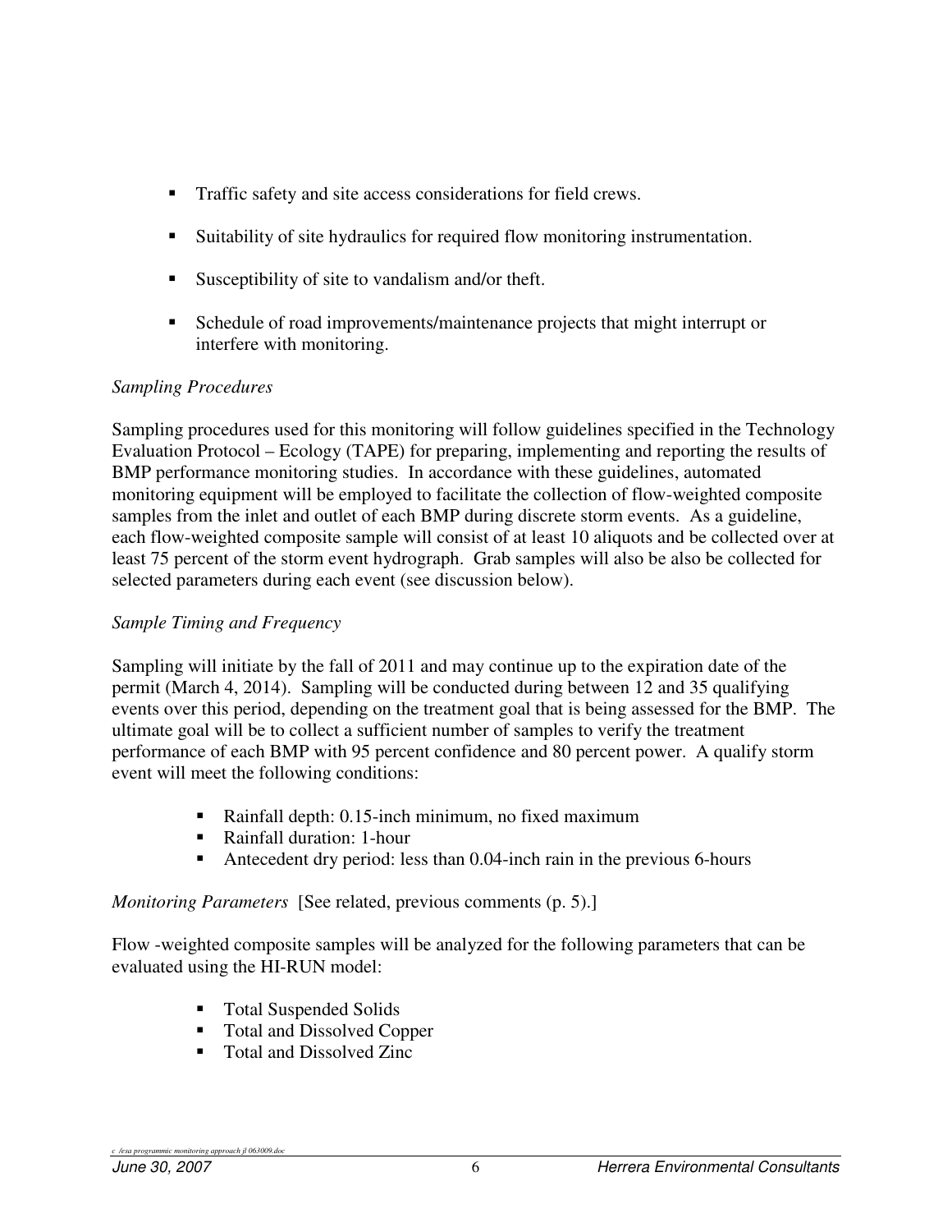- Traffic safety and site access considerations for field crews.
- Suitability of site hydraulics for required flow monitoring instrumentation.
- Susceptibility of site to vandalism and/or theft.
- Schedule of road improvements/maintenance projects that might interrupt or interfere with monitoring.

*Sampling Procedures*

Sampling procedures used for this monitoring will follow guidelines specified in the Technology Evaluation Protocol – Ecology (TAPE) for preparing, implementing and reporting the results of BMP performance monitoring studies. In accordance with these guidelines, automated monitoring equipment will be employed to facilitate the collection of flow-weighted composite samples from the inlet and outlet of each BMP during discrete storm events. As a guideline, each flow-weighted composite sample will consist of at least 10 aliquots and be collected over at least 75 percent of the storm event hydrograph. Grab samples will also be also be collected for selected parameters during each event (see discussion below).

*Sample Timing and Frequency*

Sampling will initiate by the fall of 2011 and may continue up to the expiration date of the permit (March 4, 2014). Sampling will be conducted during between 12 and 35 qualifying events over this period, depending on the treatment goal that is being assessed for the BMP. The ultimate goal will be to collect a sufficient number of samples to verify the treatment performance of each BMP with 95 percent confidence and 80 percent power. A qualify storm event will meet the following conditions:

- Rainfall depth: 0.15-inch minimum, no fixed maximum
- Rainfall duration: 1-hour
- Antecedent dry period: less than 0.04-inch rain in the previous 6-hours

*Monitoring Parameters* [See related, previous comments (p. 5).]

Flow -weighted composite samples will be analyzed for the following parameters that can be evaluated using the HI-RUN model:

- Total Suspended Solids
- Total and Dissolved Copper
- Total and Dissolved Zinc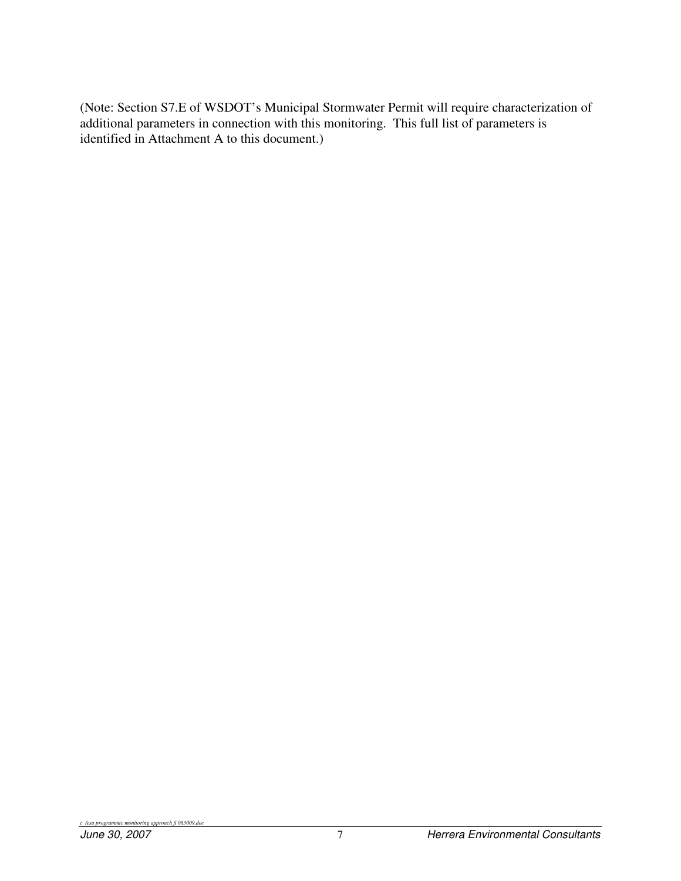(Note: Section S7.E of WSDOT's Municipal Stormwater Permit will require characterization of additional parameters in connection with this monitoring. This full list of parameters is identified in Attachment A to this document.)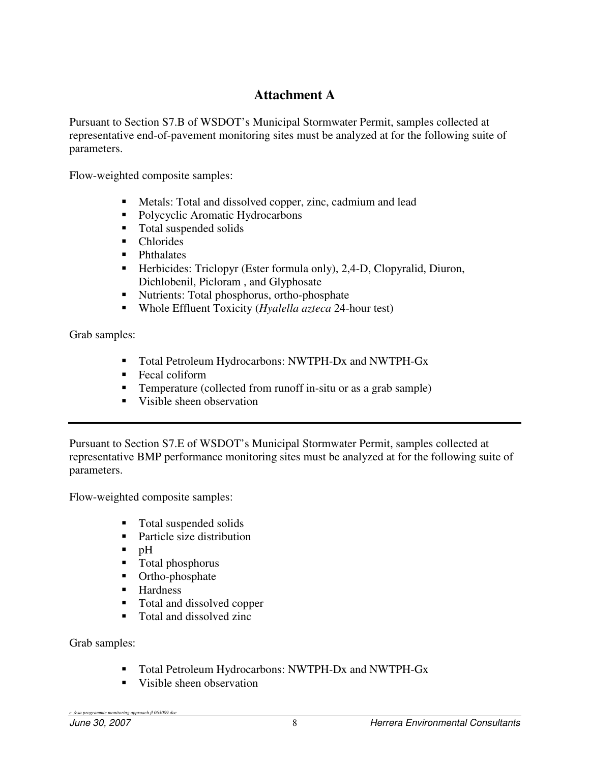# Attachment A

Pursuant to Section S7.B of WSDOT's Municipal Stormwater Permit, samples collected at representative end-of-pavement monitoring sites must be analyzed at for the following suite of parameters.

Flow-weighted composite samples:

- Metals: Total and dissolved copper, zinc, cadmium and lead
- Polycyclic Aromatic Hydrocarbons
- Total suspended solids
- Chlorides
- Phthalates
- Herbicides: Triclopyr (Ester formula only), 2,4-D, Clopyralid, Diuron, Dichlobenil, Picloram , and Glyphosate
- Nutrients: Total phosphorus, ortho-phosphate
- Whole Effluent Toxicity (*Hyalella azteca* 24-hour test)

Grab samples:

- Total Petroleum Hydrocarbons: NWTPH-Dx and NWTPH-Gx
- Fecal coliform
- Temperature (collected from runoff in-situ or as a grab sample)
- Visible sheen observation

---

Pursuant to Section S7.E of WSDOT's Municipal Stormwater Permit, samples collected at representative BMP performance monitoring sites must be analyzed at for the following suite of parameters.

Flow-weighted composite samples:

- Total suspended solids
- Particle size distribution
- pH
- Total phosphorus
- Ortho-phosphate
- Hardness
- Total and dissolved copper
- Total and dissolved zinc

Grab samples:

- Total Petroleum Hydrocarbons: NWTPH-Dx and NWTPH-Gx
- Visible sheen observation